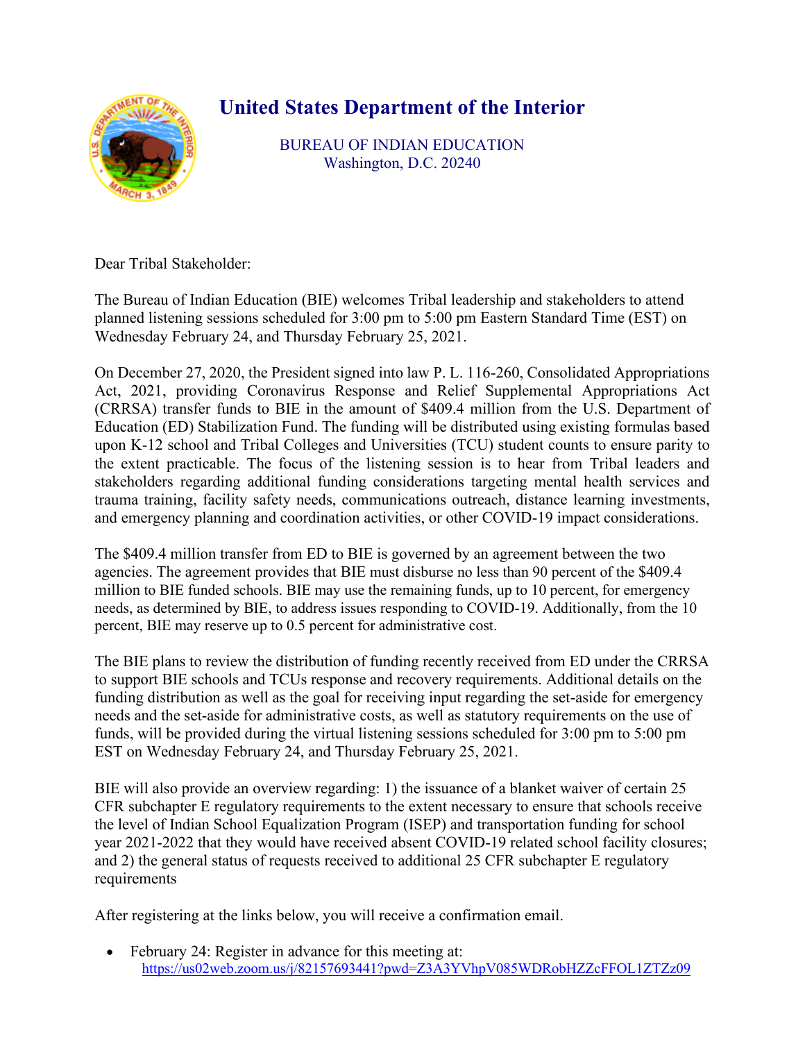# United States Department of the Interior

BUREAU OF INDIAN EDUCATION
Washington, D.C. 20240

Dear Tribal Stakeholder:

The Bureau of Indian Education (BIE) welcomes Tribal leadership and stakeholders to attend planned listening sessions scheduled for 3:00 pm to 5:00 pm Eastern Standard Time (EST) on Wednesday February 24, and Thursday February 25, 2021.

On December 27, 2020, the President signed into law P. L. 116-260, Consolidated Appropriations Act, 2021, providing Coronavirus Response and Relief Supplemental Appropriations Act (CRRSA) transfer funds to BIE in the amount of $409.4 million from the U.S. Department of Education (ED) Stabilization Fund. The funding will be distributed using existing formulas based upon K-12 school and Tribal Colleges and Universities (TCU) student counts to ensure parity to the extent practicable. The focus of the listening session is to hear from Tribal leaders and stakeholders regarding additional funding considerations targeting mental health services and trauma training, facility safety needs, communications outreach, distance learning investments, and emergency planning and coordination activities, or other COVID-19 impact considerations.

The $409.4 million transfer from ED to BIE is governed by an agreement between the two agencies. The agreement provides that BIE must disburse no less than 90 percent of the $409.4 million to BIE funded schools. BIE may use the remaining funds, up to 10 percent, for emergency needs, as determined by BIE, to address issues responding to COVID-19. Additionally, from the 10 percent, BIE may reserve up to 0.5 percent for administrative cost.

The BIE plans to review the distribution of funding recently received from ED under the CRRSA to support BIE schools and TCUs response and recovery requirements. Additional details on the funding distribution as well as the goal for receiving input regarding the set-aside for emergency needs and the set-aside for administrative costs, as well as statutory requirements on the use of funds, will be provided during the virtual listening sessions scheduled for 3:00 pm to 5:00 pm EST on Wednesday February 24, and Thursday February 25, 2021.

BIE will also provide an overview regarding: 1) the issuance of a blanket waiver of certain 25 CFR subchapter E regulatory requirements to the extent necessary to ensure that schools receive the level of Indian School Equalization Program (ISEP) and transportation funding for school year 2021-2022 that they would have received absent COVID-19 related school facility closures; and 2) the general status of requests received to additional 25 CFR subchapter E regulatory requirements

After registering at the links below, you will receive a confirmation email.

- February 24: Register in advance for this meeting at: https://us02web.zoom.us/j/82157693441?pwd=Z3A3YVhpV085WDRobHZZcFFOL1ZTZz09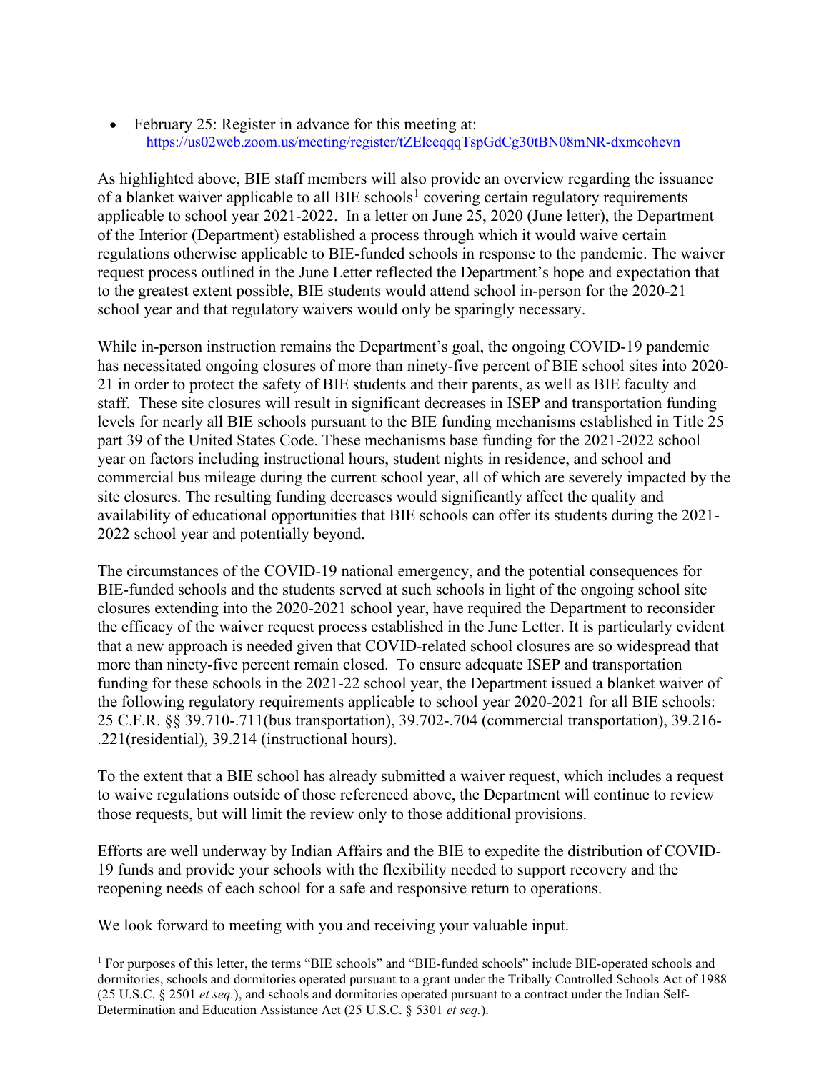- February 25: Register in advance for this meeting at: https://us02web.zoom.us/meeting/register/tZElceqqqTspGdCg30tBN08mNR-dxmcohevn

As highlighted above, BIE staff members will also provide an overview regarding the issuance of a blanket waiver applicable to all BIE schools[1] covering certain regulatory requirements applicable to school year 2021-2022. In a letter on June 25, 2020 (June letter), the Department of the Interior (Department) established a process through which it would waive certain regulations otherwise applicable to BIE-funded schools in response to the pandemic. The waiver request process outlined in the June Letter reflected the Department's hope and expectation that to the greatest extent possible, BIE students would attend school in-person for the 2020-21 school year and that regulatory waivers would only be sparingly necessary.

While in-person instruction remains the Department's goal, the ongoing COVID-19 pandemic has necessitated ongoing closures of more than ninety-five percent of BIE school sites into 2020-21 in order to protect the safety of BIE students and their parents, as well as BIE faculty and staff. These site closures will result in significant decreases in ISEP and transportation funding levels for nearly all BIE schools pursuant to the BIE funding mechanisms established in Title 25 part 39 of the United States Code. These mechanisms base funding for the 2021-2022 school year on factors including instructional hours, student nights in residence, and school and commercial bus mileage during the current school year, all of which are severely impacted by the site closures. The resulting funding decreases would significantly affect the quality and availability of educational opportunities that BIE schools can offer its students during the 2021-2022 school year and potentially beyond.

The circumstances of the COVID-19 national emergency, and the potential consequences for BIE-funded schools and the students served at such schools in light of the ongoing school site closures extending into the 2020-2021 school year, have required the Department to reconsider the efficacy of the waiver request process established in the June Letter. It is particularly evident that a new approach is needed given that COVID-related school closures are so widespread that more than ninety-five percent remain closed. To ensure adequate ISEP and transportation funding for these schools in the 2021-22 school year, the Department issued a blanket waiver of the following regulatory requirements applicable to school year 2020-2021 for all BIE schools: 25 C.F.R. §§ 39.710-.711(bus transportation), 39.702-.704 (commercial transportation), 39.216-.221(residential), 39.214 (instructional hours).

To the extent that a BIE school has already submitted a waiver request, which includes a request to waive regulations outside of those referenced above, the Department will continue to review those requests, but will limit the review only to those additional provisions.

Efforts are well underway by Indian Affairs and the BIE to expedite the distribution of COVID-19 funds and provide your schools with the flexibility needed to support recovery and the reopening needs of each school for a safe and responsive return to operations.

We look forward to meeting with you and receiving your valuable input.

---

[1] For purposes of this letter, the terms "BIE schools" and "BIE-funded schools" include BIE-operated schools and dormitories, schools and dormitories operated pursuant to a grant under the Tribally Controlled Schools Act of 1988 (25 U.S.C. § 2501 *et seq.*), and schools and dormitories operated pursuant to a contract under the Indian Self-Determination and Education Assistance Act (25 U.S.C. § 5301 *et seq.*).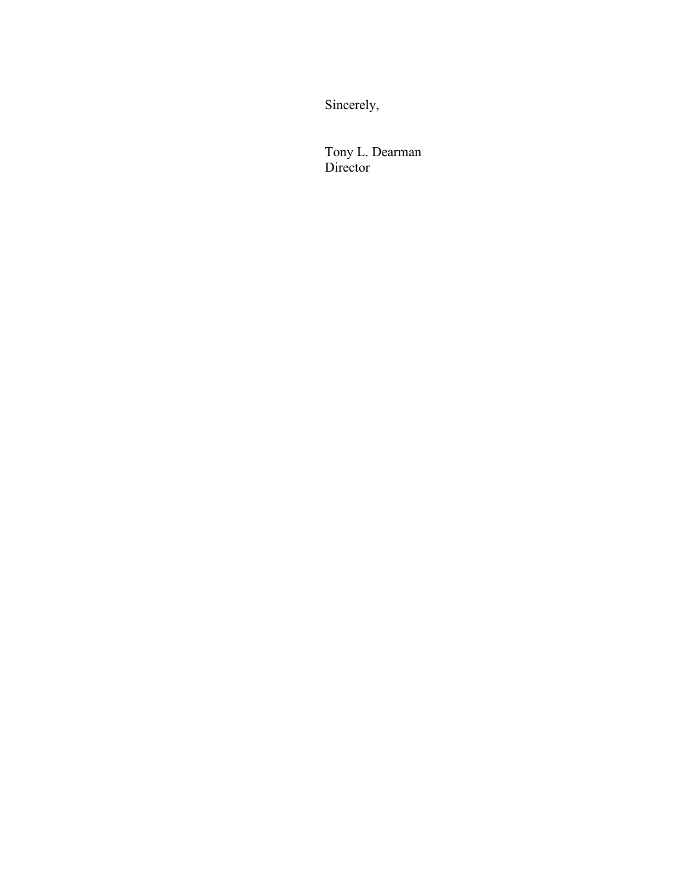Sincerely,

Tony L. Dearman  
Director